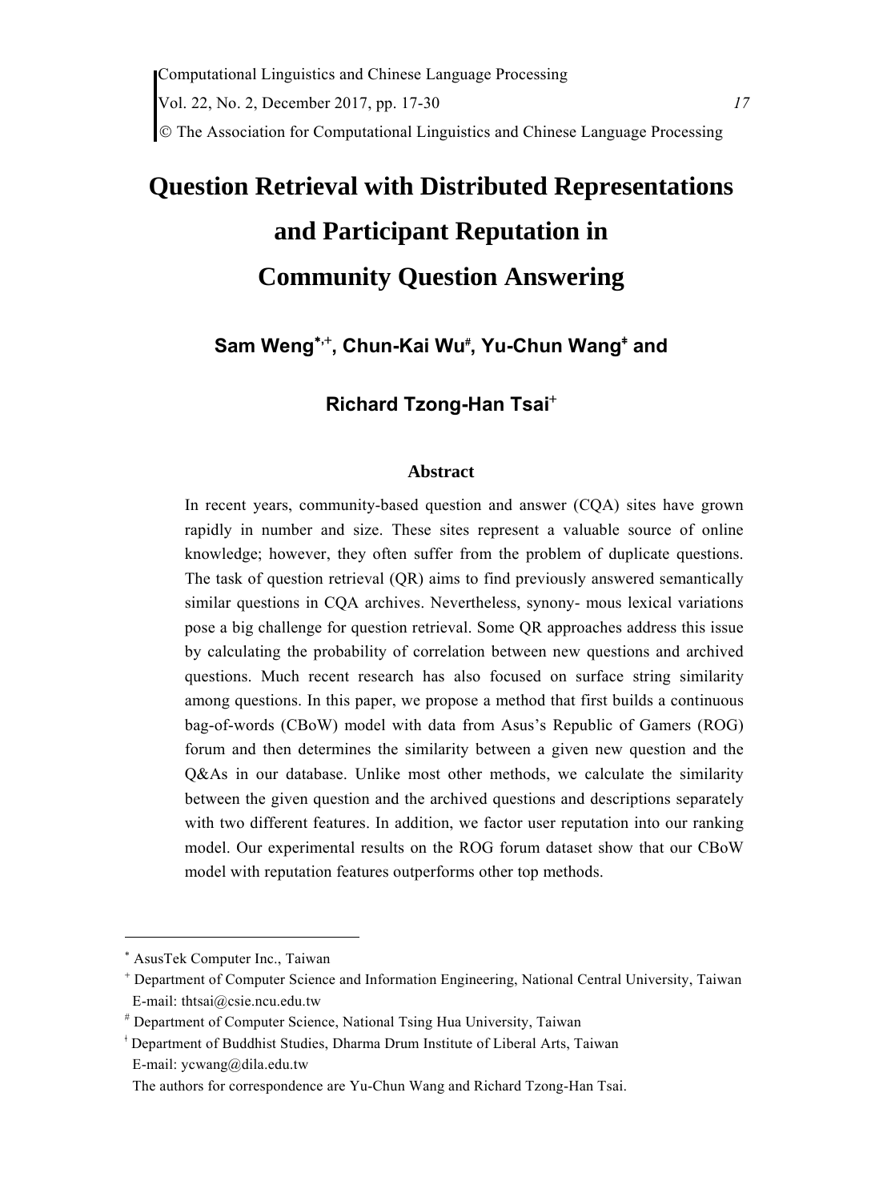# Question Retrieval with Distributed Representations and Participant Reputation in Community Question Answering

**Sam Weng[*,+], Chun-Kai Wu[#], Yu-Chun Wang[‡] and Richard Tzong-Han Tsai[+]**

## Abstract

In recent years, community-based question and answer (CQA) sites have grown rapidly in number and size. These sites represent a valuable source of online knowledge; however, they often suffer from the problem of duplicate questions. The task of question retrieval (QR) aims to find previously answered semantically similar questions in CQA archives. Nevertheless, synony- mous lexical variations pose a big challenge for question retrieval. Some QR approaches address this issue by calculating the probability of correlation between new questions and archived questions. Much recent research has also focused on surface string similarity among questions. In this paper, we propose a method that first builds a continuous bag-of-words (CBoW) model with data from Asus's Republic of Gamers (ROG) forum and then determines the similarity between a given new question and the Q&As in our database. Unlike most other methods, we calculate the similarity between the given question and the archived questions and descriptions separately with two different features. In addition, we factor user reputation into our ranking model. Our experimental results on the ROG forum dataset show that our CBoW model with reputation features outperforms other top methods.

---

[*] AsusTek Computer Inc., Taiwan

[+] Department of Computer Science and Information Engineering, National Central University, Taiwan
E-mail: thtsai@csie.ncu.edu.tw

[#] Department of Computer Science, National Tsing Hua University, Taiwan

[‡] Department of Buddhist Studies, Dharma Drum Institute of Liberal Arts, Taiwan
E-mail: ycwang@dila.edu.tw

The authors for correspondence are Yu-Chun Wang and Richard Tzong-Han Tsai.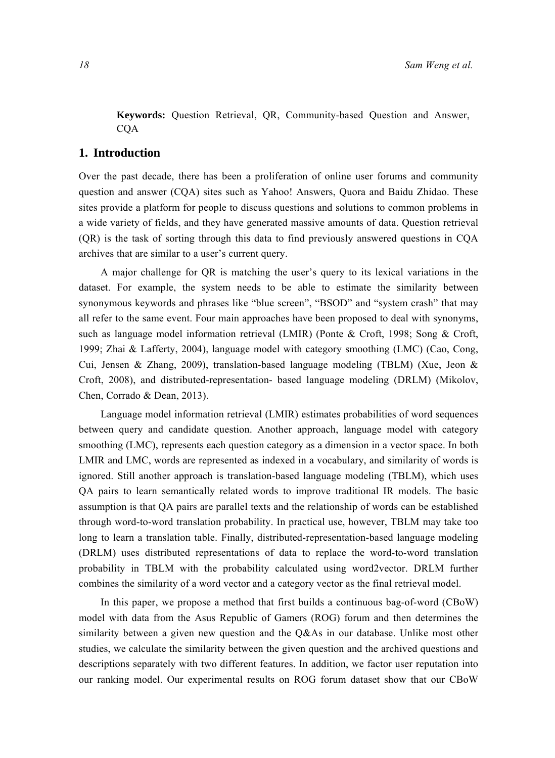**Keywords:** Question Retrieval, QR, Community-based Question and Answer, CQA

## 1. Introduction

Over the past decade, there has been a proliferation of online user forums and community question and answer (CQA) sites such as Yahoo! Answers, Quora and Baidu Zhidao. These sites provide a platform for people to discuss questions and solutions to common problems in a wide variety of fields, and they have generated massive amounts of data. Question retrieval (QR) is the task of sorting through this data to find previously answered questions in CQA archives that are similar to a user's current query.

A major challenge for QR is matching the user's query to its lexical variations in the dataset. For example, the system needs to be able to estimate the similarity between synonymous keywords and phrases like "blue screen", "BSOD" and "system crash" that may all refer to the same event. Four main approaches have been proposed to deal with synonyms, such as language model information retrieval (LMIR) (Ponte & Croft, 1998; Song & Croft, 1999; Zhai & Lafferty, 2004), language model with category smoothing (LMC) (Cao, Cong, Cui, Jensen & Zhang, 2009), translation-based language modeling (TBLM) (Xue, Jeon & Croft, 2008), and distributed-representation- based language modeling (DRLM) (Mikolov, Chen, Corrado & Dean, 2013).

Language model information retrieval (LMIR) estimates probabilities of word sequences between query and candidate question. Another approach, language model with category smoothing (LMC), represents each question category as a dimension in a vector space. In both LMIR and LMC, words are represented as indexed in a vocabulary, and similarity of words is ignored. Still another approach is translation-based language modeling (TBLM), which uses QA pairs to learn semantically related words to improve traditional IR models. The basic assumption is that QA pairs are parallel texts and the relationship of words can be established through word-to-word translation probability. In practical use, however, TBLM may take too long to learn a translation table. Finally, distributed-representation-based language modeling (DRLM) uses distributed representations of data to replace the word-to-word translation probability in TBLM with the probability calculated using word2vector. DRLM further combines the similarity of a word vector and a category vector as the final retrieval model.

In this paper, we propose a method that first builds a continuous bag-of-word (CBoW) model with data from the Asus Republic of Gamers (ROG) forum and then determines the similarity between a given new question and the Q&As in our database. Unlike most other studies, we calculate the similarity between the given question and the archived questions and descriptions separately with two different features. In addition, we factor user reputation into our ranking model. Our experimental results on ROG forum dataset show that our CBoW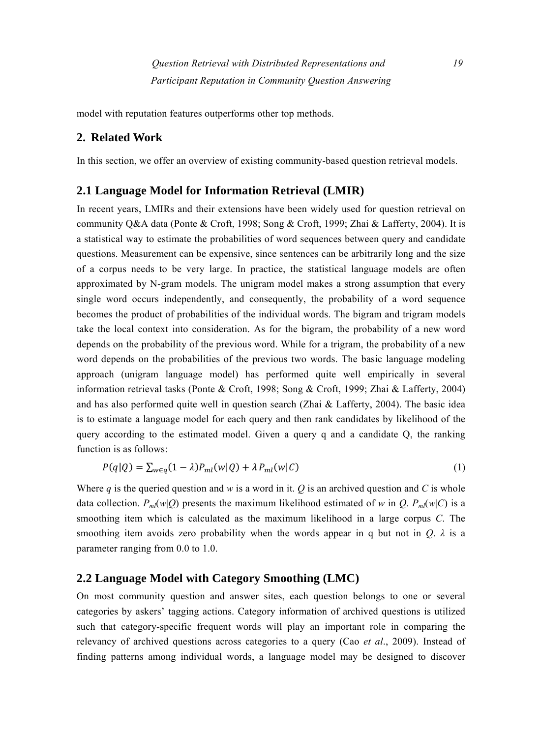model with reputation features outperforms other top methods.

## 2. Related Work

In this section, we offer an overview of existing community-based question retrieval models.

### 2.1 Language Model for Information Retrieval (LMIR)

In recent years, LMIRs and their extensions have been widely used for question retrieval on community Q&A data (Ponte & Croft, 1998; Song & Croft, 1999; Zhai & Lafferty, 2004). It is a statistical way to estimate the probabilities of word sequences between query and candidate questions. Measurement can be expensive, since sentences can be arbitrarily long and the size of a corpus needs to be very large. In practice, the statistical language models are often approximated by N-gram models. The unigram model makes a strong assumption that every single word occurs independently, and consequently, the probability of a word sequence becomes the product of probabilities of the individual words. The bigram and trigram models take the local context into consideration. As for the bigram, the probability of a new word depends on the probability of the previous word. While for a trigram, the probability of a new word depends on the probabilities of the previous two words. The basic language modeling approach (unigram language model) has performed quite well empirically in several information retrieval tasks (Ponte & Croft, 1998; Song & Croft, 1999; Zhai & Lafferty, 2004) and has also performed quite well in question search (Zhai & Lafferty, 2004). The basic idea is to estimate a language model for each query and then rank candidates by likelihood of the query according to the estimated model. Given a query q and a candidate Q, the ranking function is as follows:

$$P(q|Q) = \sum_{w \in q} (1 - \lambda) P_{ml}(w|Q) + \lambda P_{ml}(w|C) \tag{1}$$

Where $q$ is the queried question and $w$ is a word in it. $Q$ is an archived question and $C$ is whole data collection. $P_{ml}(w|Q)$ presents the maximum likelihood estimated of $w$ in $Q$. $P_{ml}(w|C)$ is a smoothing item which is calculated as the maximum likelihood in a large corpus $C$. The smoothing item avoids zero probability when the words appear in q but not in $Q$. $\lambda$ is a parameter ranging from 0.0 to 1.0.

### 2.2 Language Model with Category Smoothing (LMC)

On most community question and answer sites, each question belongs to one or several categories by askers' tagging actions. Category information of archived questions is utilized such that category-specific frequent words will play an important role in comparing the relevancy of archived questions across categories to a query (Cao *et al*., 2009). Instead of finding patterns among individual words, a language model may be designed to discover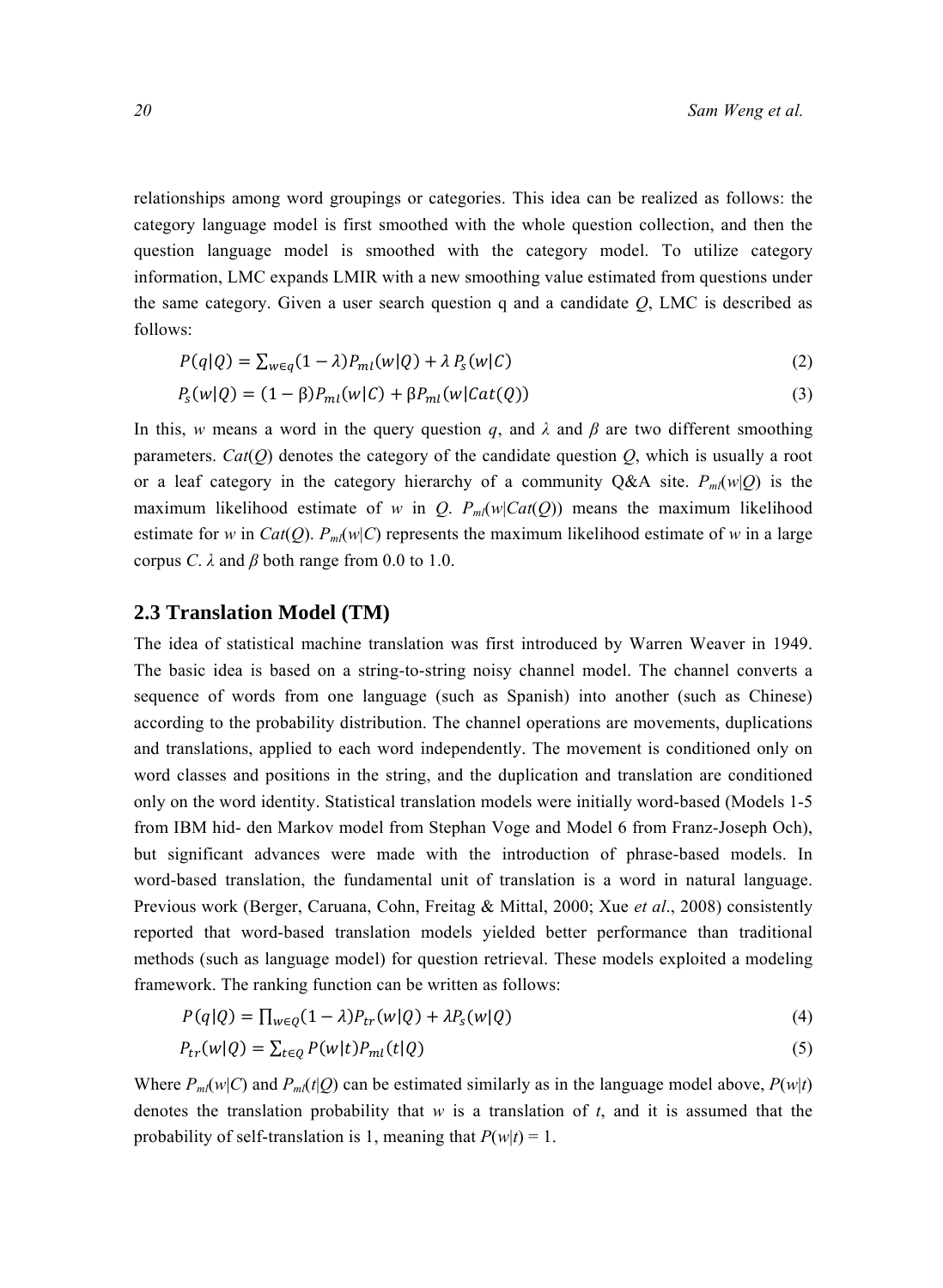relationships among word groupings or categories. This idea can be realized as follows: the category language model is first smoothed with the whole question collection, and then the question language model is smoothed with the category model. To utilize category information, LMC expands LMIR with a new smoothing value estimated from questions under the same category. Given a user search question q and a candidate *Q*, LMC is described as follows:

$$P(q|Q) = \sum_{w \in q} (1-\lambda) P_{ml}(w|Q) + \lambda \, P_s(w|C) \tag{2}$$

$$P_s(w|Q) = (1-\beta) P_{ml}(w|C) + \beta P_{ml}(w|Cat(Q)) \tag{3}$$

In this, *w* means a word in the query question *q*, and $\lambda$ and $\beta$ are two different smoothing parameters. *Cat*(*Q*) denotes the category of the candidate question *Q*, which is usually a root or a leaf category in the category hierarchy of a community Q&A site. $P_{ml}(w|Q)$ is the maximum likelihood estimate of *w* in *Q*. $P_{ml}(w|Cat(Q))$ means the maximum likelihood estimate for *w* in *Cat*(*Q*). $P_{ml}(w|C)$ represents the maximum likelihood estimate of *w* in a large corpus *C*. $\lambda$ and $\beta$ both range from 0.0 to 1.0.

## 2.3 Translation Model (TM)

The idea of statistical machine translation was first introduced by Warren Weaver in 1949. The basic idea is based on a string-to-string noisy channel model. The channel converts a sequence of words from one language (such as Spanish) into another (such as Chinese) according to the probability distribution. The channel operations are movements, duplications and translations, applied to each word independently. The movement is conditioned only on word classes and positions in the string, and the duplication and translation are conditioned only on the word identity. Statistical translation models were initially word-based (Models 1-5 from IBM hid- den Markov model from Stephan Voge and Model 6 from Franz-Joseph Och), but significant advances were made with the introduction of phrase-based models. In word-based translation, the fundamental unit of translation is a word in natural language. Previous work (Berger, Caruana, Cohn, Freitag & Mittal, 2000; Xue *et al*., 2008) consistently reported that word-based translation models yielded better performance than traditional methods (such as language model) for question retrieval. These models exploited a modeling framework. The ranking function can be written as follows:

$$P(q|Q) = \prod_{w \in Q} (1-\lambda) P_{tr}(w|Q) + \lambda P_s(w|Q) \tag{4}$$

$$P_{tr}(w|Q) = \sum_{t \in Q} P(w|t) P_{ml}(t|Q) \tag{5}$$

Where $P_{ml}(w|C)$ and $P_{ml}(t|Q)$ can be estimated similarly as in the language model above, $P(w|t)$ denotes the translation probability that *w* is a translation of *t*, and it is assumed that the probability of self-translation is 1, meaning that $P(w|t) = 1$.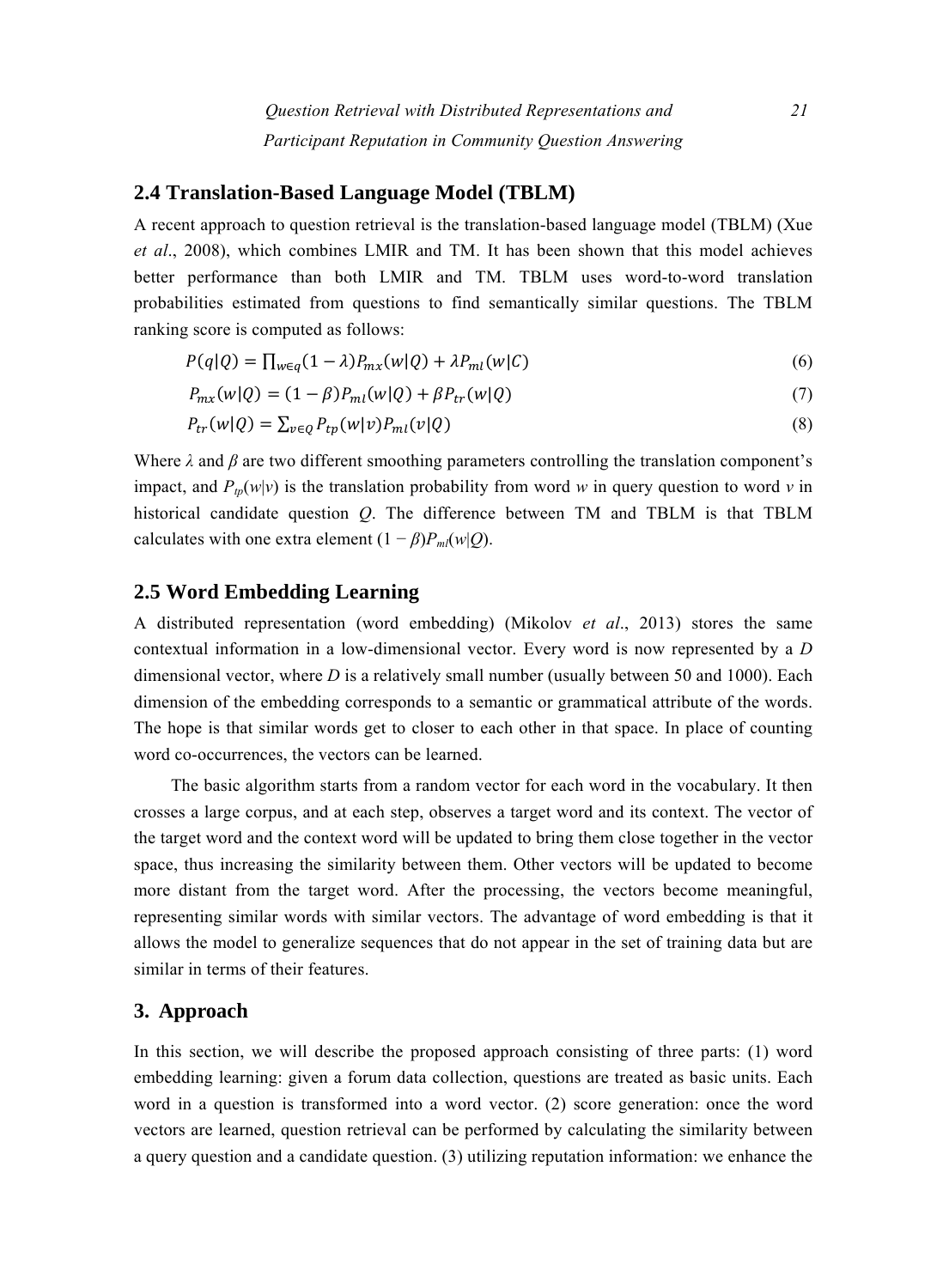## 2.4 Translation-Based Language Model (TBLM)

A recent approach to question retrieval is the translation-based language model (TBLM) (Xue *et al*., 2008), which combines LMIR and TM. It has been shown that this model achieves better performance than both LMIR and TM. TBLM uses word-to-word translation probabilities estimated from questions to find semantically similar questions. The TBLM ranking score is computed as follows:

$$P(q|Q) = \prod_{w \in q} (1-\lambda) P_{mx}(w|Q) + \lambda P_{ml}(w|C) \tag{6}$$

$$P_{mx}(w|Q) = (1-\beta) P_{ml}(w|Q) + \beta P_{tr}(w|Q) \tag{7}$$

$$P_{tr}(w|Q) = \sum_{v \in Q} P_{tp}(w|v) P_{ml}(v|Q) \tag{8}$$

Where $\lambda$ and $\beta$ are two different smoothing parameters controlling the translation component's impact, and $P_{tp}(w|v)$ is the translation probability from word $w$ in query question to word $v$ in historical candidate question $Q$. The difference between TM and TBLM is that TBLM calculates with one extra element $(1-\beta)P_{ml}(w|Q)$.

## 2.5 Word Embedding Learning

A distributed representation (word embedding) (Mikolov *et al*., 2013) stores the same contextual information in a low-dimensional vector. Every word is now represented by a $D$ dimensional vector, where $D$ is a relatively small number (usually between 50 and 1000). Each dimension of the embedding corresponds to a semantic or grammatical attribute of the words. The hope is that similar words get to closer to each other in that space. In place of counting word co-occurrences, the vectors can be learned.

The basic algorithm starts from a random vector for each word in the vocabulary. It then crosses a large corpus, and at each step, observes a target word and its context. The vector of the target word and the context word will be updated to bring them close together in the vector space, thus increasing the similarity between them. Other vectors will be updated to become more distant from the target word. After the processing, the vectors become meaningful, representing similar words with similar vectors. The advantage of word embedding is that it allows the model to generalize sequences that do not appear in the set of training data but are similar in terms of their features.

# 3. Approach

In this section, we will describe the proposed approach consisting of three parts: (1) word embedding learning: given a forum data collection, questions are treated as basic units. Each word in a question is transformed into a word vector. (2) score generation: once the word vectors are learned, question retrieval can be performed by calculating the similarity between a query question and a candidate question. (3) utilizing reputation information: we enhance the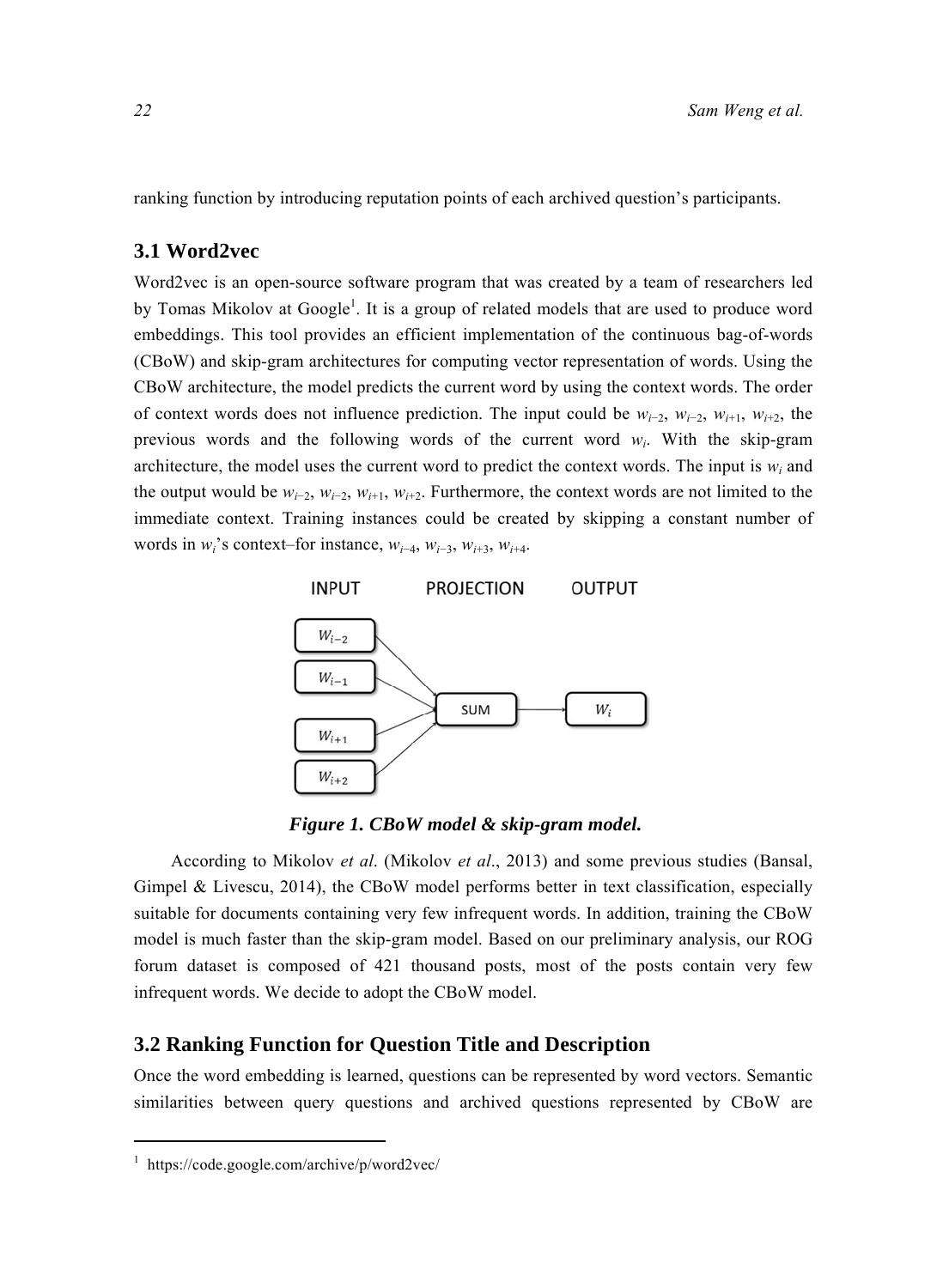ranking function by introducing reputation points of each archived question's participants.

### 3.1 Word2vec

Word2vec is an open-source software program that was created by a team of researchers led by Tomas Mikolov at Google[1]. It is a group of related models that are used to produce word embeddings. This tool provides an efficient implementation of the continuous bag-of-words (CBoW) and skip-gram architectures for computing vector representation of words. Using the CBoW architecture, the model predicts the current word by using the context words. The order of context words does not influence prediction. The input could be $w_{i-2}$, $w_{i-2}$, $w_{i+1}$, $w_{i+2}$, the previous words and the following words of the current word $w_i$. With the skip-gram architecture, the model uses the current word to predict the context words. The input is $w_i$ and the output would be $w_{i-2}$, $w_{i-2}$, $w_{i+1}$, $w_{i+2}$. Furthermore, the context words are not limited to the immediate context. Training instances could be created by skipping a constant number of words in $w_i$'s context–for instance, $w_{i-4}$, $w_{i-3}$, $w_{i+3}$, $w_{i+4}$.

INPUT

PROJECTION

OUTPUT

$W_{i-2}$

$W_{i-1}$

SUM

$W_i$

$W_{i+1}$

$W_{i+2}$

***Figure 1. CBoW model & skip-gram model.***

According to Mikolov *et al*. (Mikolov *et al*., 2013) and some previous studies (Bansal, Gimpel & Livescu, 2014), the CBoW model performs better in text classification, especially suitable for documents containing very few infrequent words. In addition, training the CBoW model is much faster than the skip-gram model. Based on our preliminary analysis, our ROG forum dataset is composed of 421 thousand posts, most of the posts contain very few infrequent words. We decide to adopt the CBoW model.

### 3.2 Ranking Function for Question Title and Description

Once the word embedding is learned, questions can be represented by word vectors. Semantic similarities between query questions and archived questions represented by CBoW are

[1] https://code.google.com/archive/p/word2vec/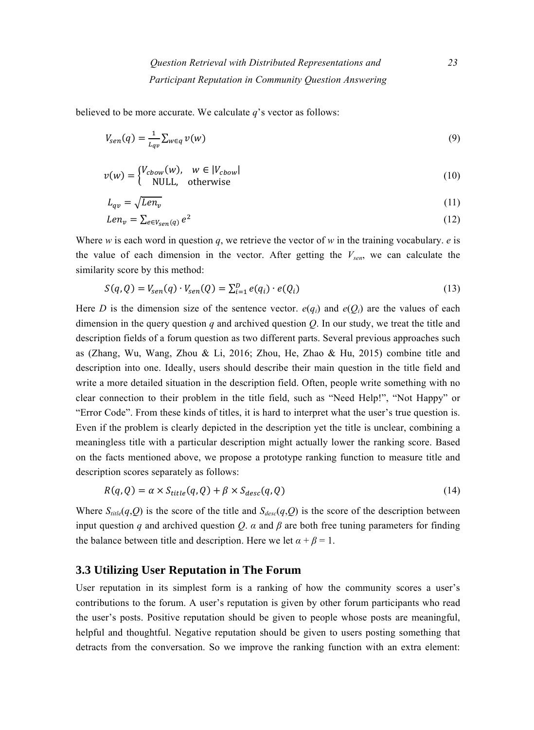believed to be more accurate. We calculate $q$'s vector as follows:

$$V_{sen}(q) = \frac{1}{L_{qv}} \sum_{w \in q} v(w) \tag{9}$$

$$v(w) = \begin{cases} V_{cbow}(w), & w \in |V_{cbow}| \\ \text{NULL}, & \text{otherwise} \end{cases} \tag{10}$$

$$L_{qv} = \sqrt{Len_v} \tag{11}$$

$$Len_v = \sum_{e \in V_{sen}(q)} e^2 \tag{12}$$

Where $w$ is each word in question $q$, we retrieve the vector of $w$ in the training vocabulary. $e$ is the value of each dimension in the vector. After getting the $V_{sen}$, we can calculate the similarity score by this method:

$$S(q, Q) = V_{sen}(q) \cdot V_{sen}(Q) = \sum_{i=1}^{D} e(q_i) \cdot e(Q_i) \tag{13}$$

Here $D$ is the dimension size of the sentence vector. $e(q_i)$ and $e(Q_i)$ are the values of each dimension in the query question $q$ and archived question $Q$. In our study, we treat the title and description fields of a forum question as two different parts. Several previous approaches such as (Zhang, Wu, Wang, Zhou & Li, 2016; Zhou, He, Zhao & Hu, 2015) combine title and description into one. Ideally, users should describe their main question in the title field and write a more detailed situation in the description field. Often, people write something with no clear connection to their problem in the title field, such as "Need Help!", "Not Happy" or "Error Code". From these kinds of titles, it is hard to interpret what the user's true question is. Even if the problem is clearly depicted in the description yet the title is unclear, combining a meaningless title with a particular description might actually lower the ranking score. Based on the facts mentioned above, we propose a prototype ranking function to measure title and description scores separately as follows:

$$R(q, Q) = \alpha \times S_{title}(q, Q) + \beta \times S_{desc}(q, Q) \tag{14}$$

Where $S_{title}(q,Q)$ is the score of the title and $S_{desc}(q,Q)$ is the score of the description between input question $q$ and archived question $Q$. $\alpha$ and $\beta$ are both free tuning parameters for finding the balance between title and description. Here we let $\alpha + \beta = 1$.

### 3.3 Utilizing User Reputation in The Forum

User reputation in its simplest form is a ranking of how the community scores a user's contributions to the forum. A user's reputation is given by other forum participants who read the user's posts. Positive reputation should be given to people whose posts are meaningful, helpful and thoughtful. Negative reputation should be given to users posting something that detracts from the conversation. So we improve the ranking function with an extra element: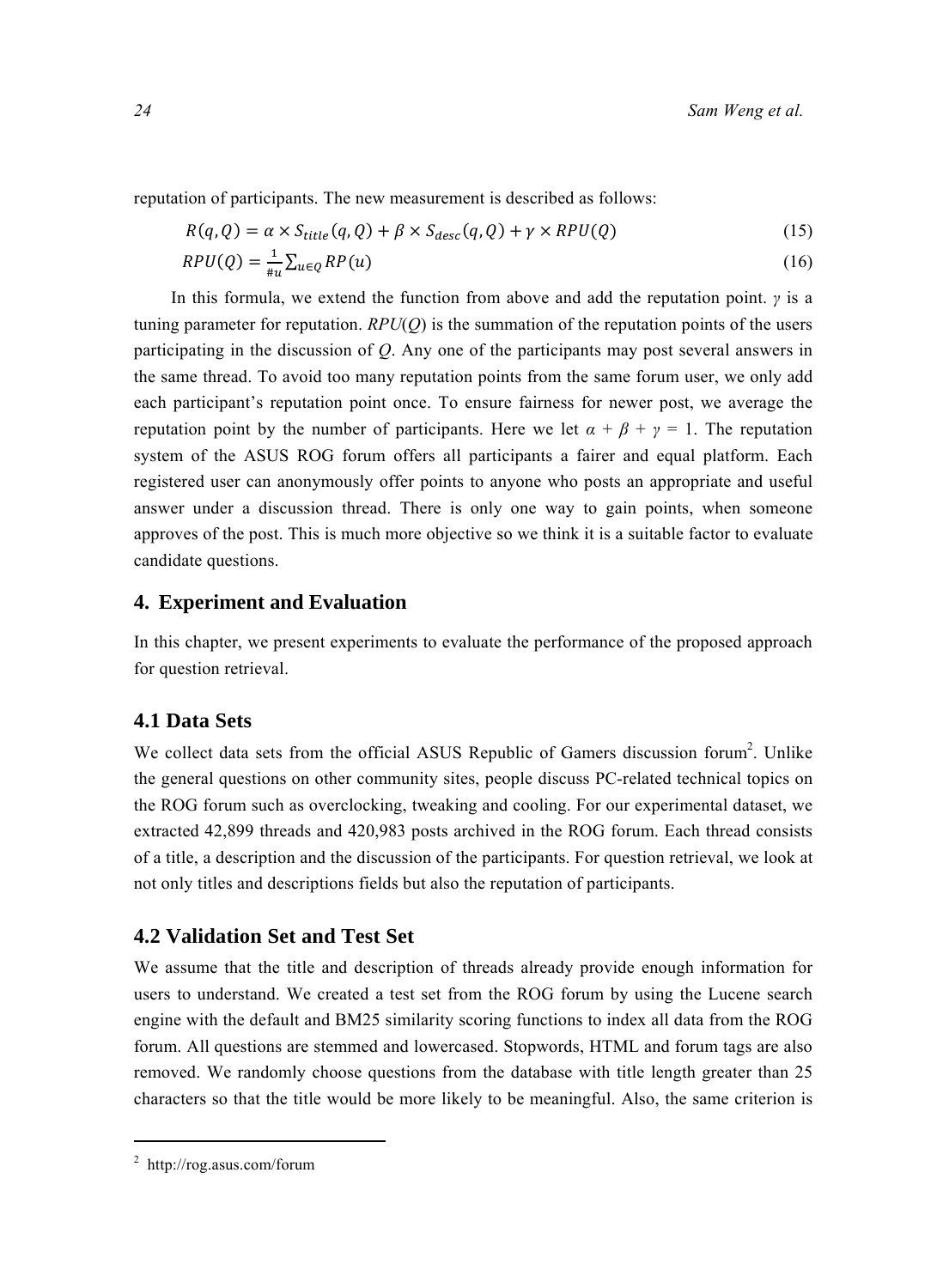reputation of participants. The new measurement is described as follows:

$$R(q,Q) = \alpha \times S_{title}(q,Q) + \beta \times S_{desc}(q,Q) + \gamma \times RPU(Q) \tag{15}$$

$$RPU(Q) = \frac{1}{\#u} \sum_{u \in Q} RP(u) \tag{16}$$

In this formula, we extend the function from above and add the reputation point. $\gamma$ is a tuning parameter for reputation. $RPU(Q)$ is the summation of the reputation points of the users participating in the discussion of $Q$. Any one of the participants may post several answers in the same thread. To avoid too many reputation points from the same forum user, we only add each participant's reputation point once. To ensure fairness for newer post, we average the reputation point by the number of participants. Here we let $\alpha + \beta + \gamma = 1$. The reputation system of the ASUS ROG forum offers all participants a fairer and equal platform. Each registered user can anonymously offer points to anyone who posts an appropriate and useful answer under a discussion thread. There is only one way to gain points, when someone approves of the post. This is much more objective so we think it is a suitable factor to evaluate candidate questions.

## 4. Experiment and Evaluation

In this chapter, we present experiments to evaluate the performance of the proposed approach for question retrieval.

### 4.1 Data Sets

We collect data sets from the official ASUS Republic of Gamers discussion forum[2]. Unlike the general questions on other community sites, people discuss PC-related technical topics on the ROG forum such as overclocking, tweaking and cooling. For our experimental dataset, we extracted 42,899 threads and 420,983 posts archived in the ROG forum. Each thread consists of a title, a description and the discussion of the participants. For question retrieval, we look at not only titles and descriptions fields but also the reputation of participants.

### 4.2 Validation Set and Test Set

We assume that the title and description of threads already provide enough information for users to understand. We created a test set from the ROG forum by using the Lucene search engine with the default and BM25 similarity scoring functions to index all data from the ROG forum. All questions are stemmed and lowercased. Stopwords, HTML and forum tags are also removed. We randomly choose questions from the database with title length greater than 25 characters so that the title would be more likely to be meaningful. Also, the same criterion is

[2] http://rog.asus.com/forum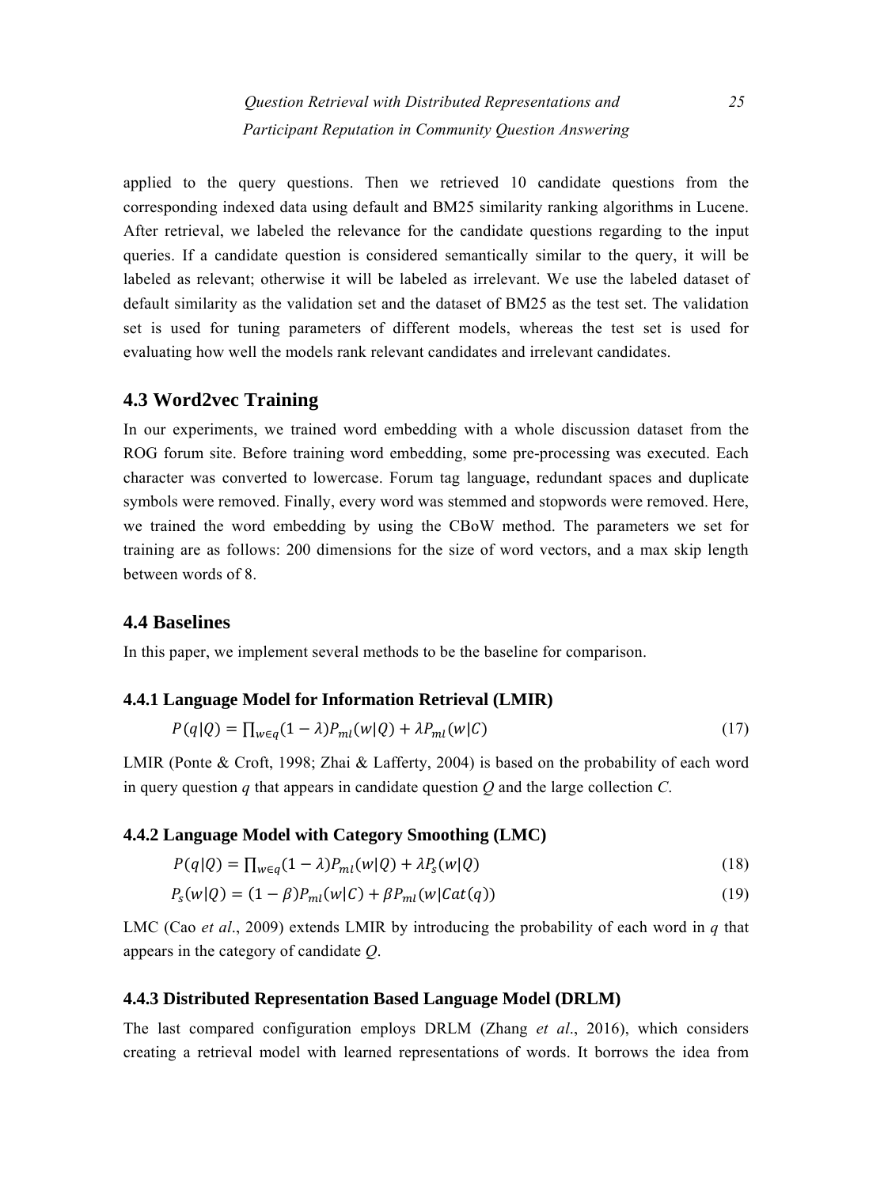applied to the query questions. Then we retrieved 10 candidate questions from the corresponding indexed data using default and BM25 similarity ranking algorithms in Lucene. After retrieval, we labeled the relevance for the candidate questions regarding to the input queries. If a candidate question is considered semantically similar to the query, it will be labeled as relevant; otherwise it will be labeled as irrelevant. We use the labeled dataset of default similarity as the validation set and the dataset of BM25 as the test set. The validation set is used for tuning parameters of different models, whereas the test set is used for evaluating how well the models rank relevant candidates and irrelevant candidates.

## 4.3 Word2vec Training

In our experiments, we trained word embedding with a whole discussion dataset from the ROG forum site. Before training word embedding, some pre-processing was executed. Each character was converted to lowercase. Forum tag language, redundant spaces and duplicate symbols were removed. Finally, every word was stemmed and stopwords were removed. Here, we trained the word embedding by using the CBoW method. The parameters we set for training are as follows: 200 dimensions for the size of word vectors, and a max skip length between words of 8.

## 4.4 Baselines

In this paper, we implement several methods to be the baseline for comparison.

### 4.4.1 Language Model for Information Retrieval (LMIR)

$$P(q|Q) = \prod_{w \in q} (1-\lambda) P_{ml}(w|Q) + \lambda P_{ml}(w|C) \tag{17}$$

LMIR (Ponte & Croft, 1998; Zhai & Lafferty, 2004) is based on the probability of each word in query question *q* that appears in candidate question *Q* and the large collection *C*.

### 4.4.2 Language Model with Category Smoothing (LMC)

$$P(q|Q) = \prod_{w \in q} (1-\lambda) P_{ml}(w|Q) + \lambda P_s(w|Q) \tag{18}$$

$$P_s(w|Q) = (1-\beta) P_{ml}(w|C) + \beta P_{ml}(w|Cat(q)) \tag{19}$$

LMC (Cao *et al*., 2009) extends LMIR by introducing the probability of each word in *q* that appears in the category of candidate *Q*.

### 4.4.3 Distributed Representation Based Language Model (DRLM)

The last compared configuration employs DRLM (Zhang *et al*., 2016), which considers creating a retrieval model with learned representations of words. It borrows the idea from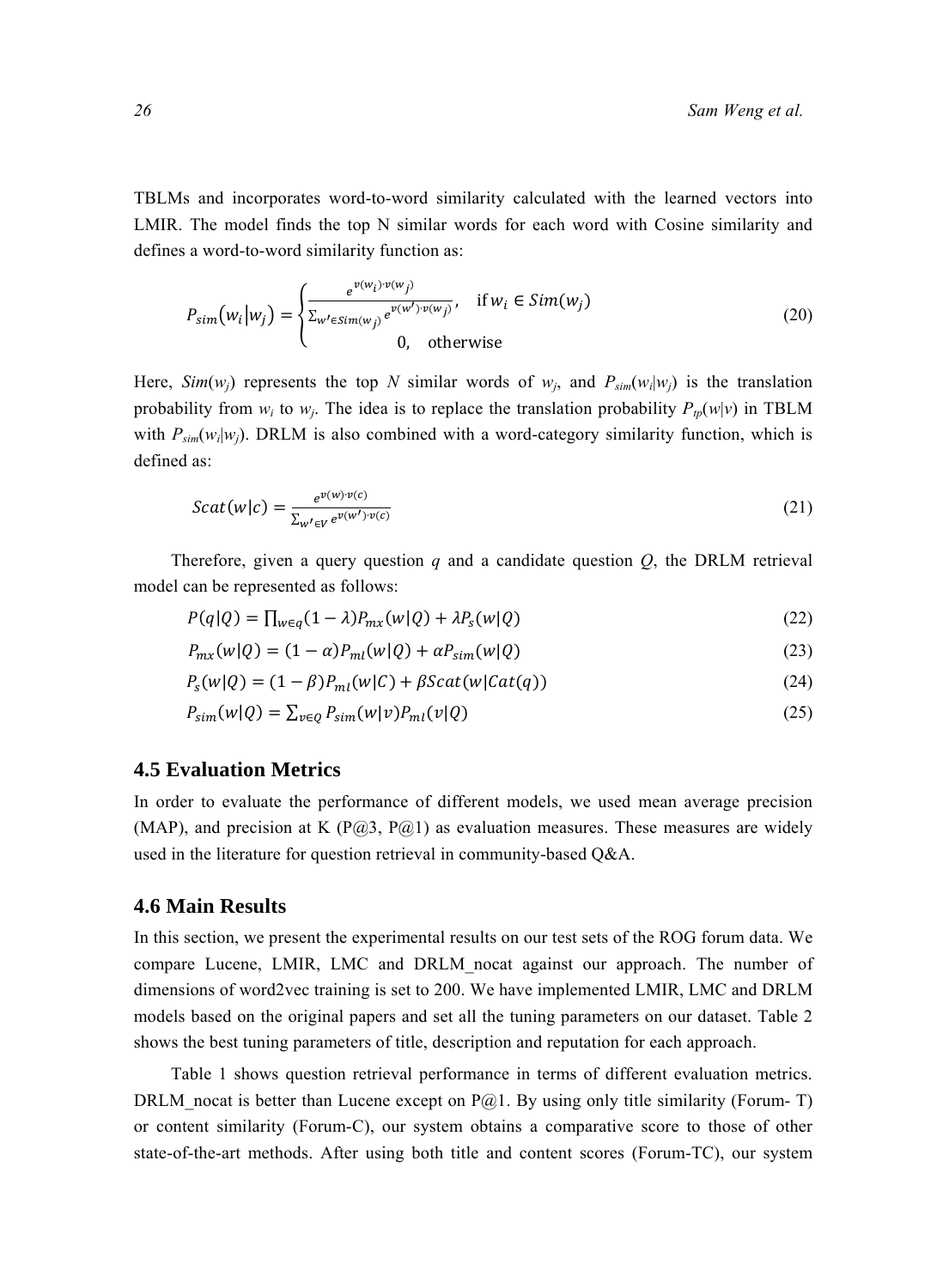TBLMs and incorporates word-to-word similarity calculated with the learned vectors into LMIR. The model finds the top N similar words for each word with Cosine similarity and defines a word-to-word similarity function as:

$$P_{sim}(w_i|w_j) = \begin{cases} \frac{e^{v(w_i)\cdot v(w_j)}}{\sum_{w' \in Sim(w_j)} e^{v(w')\cdot v(w_j)}}, & \text{if } w_i \in Sim(w_j) \\ 0, & \text{otherwise} \end{cases} \tag{20}$$

Here, $Sim(w_j)$ represents the top $N$ similar words of $w_j$, and $P_{sim}(w_i|w_j)$ is the translation probability from $w_i$ to $w_j$. The idea is to replace the translation probability $P_{tp}(w|v)$ in TBLM with $P_{sim}(w_i|w_j)$. DRLM is also combined with a word-category similarity function, which is defined as:

$$Scat(w|c) = \frac{e^{v(w)\cdot v(c)}}{\sum_{w' \in V} e^{v(w')\cdot v(c)}} \tag{21}$$

Therefore, given a query question $q$ and a candidate question $Q$, the DRLM retrieval model can be represented as follows:

$$P(q|Q) = \prod_{w \in q} (1-\lambda) P_{mx}(w|Q) + \lambda P_s(w|Q) \tag{22}$$

$$P_{mx}(w|Q) = (1-\alpha) P_{ml}(w|Q) + \alpha P_{sim}(w|Q) \tag{23}$$

$$P_s(w|Q) = (1-\beta) P_{ml}(w|C) + \beta Scat(w|Cat(q)) \tag{24}$$

$$P_{sim}(w|Q) = \sum_{v \in Q} P_{sim}(w|v) P_{ml}(v|Q) \tag{25}$$

## 4.5 Evaluation Metrics

In order to evaluate the performance of different models, we used mean average precision (MAP), and precision at K (P@3, P@1) as evaluation measures. These measures are widely used in the literature for question retrieval in community-based Q&A.

## 4.6 Main Results

In this section, we present the experimental results on our test sets of the ROG forum data. We compare Lucene, LMIR, LMC and DRLM_nocat against our approach. The number of dimensions of word2vec training is set to 200. We have implemented LMIR, LMC and DRLM models based on the original papers and set all the tuning parameters on our dataset. Table 2 shows the best tuning parameters of title, description and reputation for each approach.

Table 1 shows question retrieval performance in terms of different evaluation metrics. DRLM_nocat is better than Lucene except on P@1. By using only title similarity (Forum- T) or content similarity (Forum-C), our system obtains a comparative score to those of other state-of-the-art methods. After using both title and content scores (Forum-TC), our system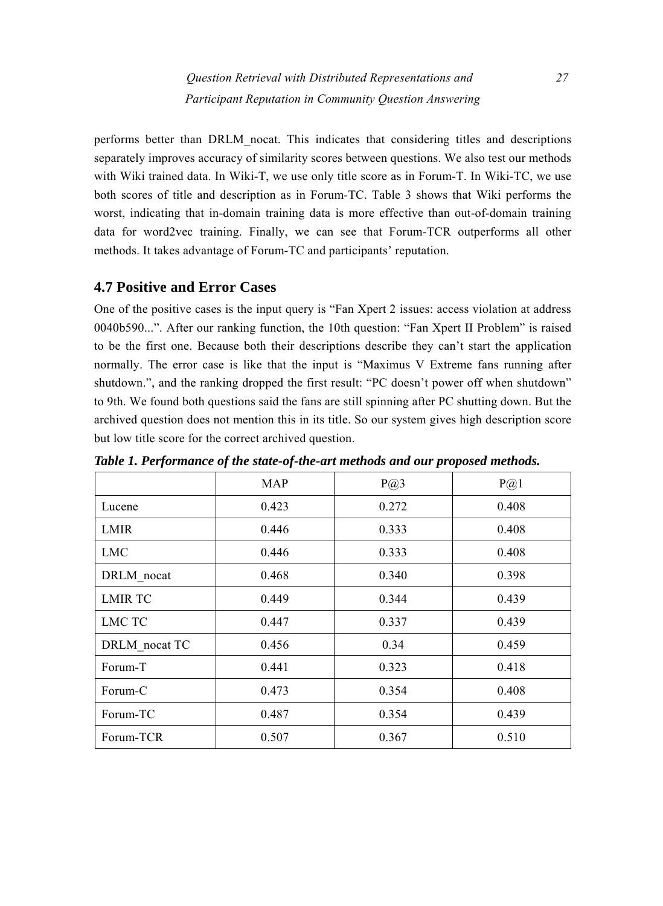performs better than DRLM_nocat. This indicates that considering titles and descriptions separately improves accuracy of similarity scores between questions. We also test our methods with Wiki trained data. In Wiki-T, we use only title score as in Forum-T. In Wiki-TC, we use both scores of title and description as in Forum-TC. Table 3 shows that Wiki performs the worst, indicating that in-domain training data is more effective than out-of-domain training data for word2vec training. Finally, we can see that Forum-TCR outperforms all other methods. It takes advantage of Forum-TC and participants' reputation.

### 4.7 Positive and Error Cases

One of the positive cases is the input query is "Fan Xpert 2 issues: access violation at address 0040b590...". After our ranking function, the 10th question: "Fan Xpert II Problem" is raised to be the first one. Because both their descriptions describe they can't start the application normally. The error case is like that the input is "Maximus V Extreme fans running after shutdown.", and the ranking dropped the first result: "PC doesn't power off when shutdown" to 9th. We found both questions said the fans are still spinning after PC shutting down. But the archived question does not mention this in its title. So our system gives high description score but low title score for the correct archived question.

***Table 1. Performance of the state-of-the-art methods and our proposed methods.***

| | MAP | P@3 | P@1 |
|---|---|---|---|
| Lucene | 0.423 | 0.272 | 0.408 |
| LMIR | 0.446 | 0.333 | 0.408 |
| LMC | 0.446 | 0.333 | 0.408 |
| DRLM_nocat | 0.468 | 0.340 | 0.398 |
| LMIR TC | 0.449 | 0.344 | 0.439 |
| LMC TC | 0.447 | 0.337 | 0.439 |
| DRLM_nocat TC | 0.456 | 0.34 | 0.459 |
| Forum-T | 0.441 | 0.323 | 0.418 |
| Forum-C | 0.473 | 0.354 | 0.408 |
| Forum-TC | 0.487 | 0.354 | 0.439 |
| Forum-TCR | 0.507 | 0.367 | 0.510 |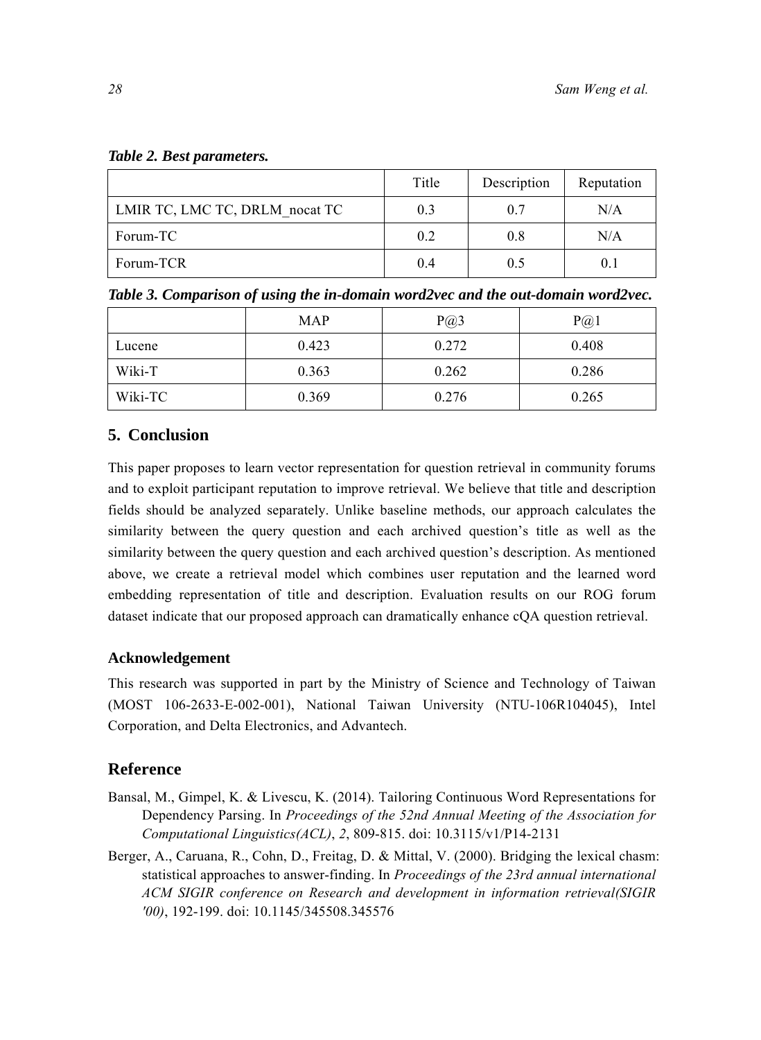***Table 2. Best parameters.***

| | Title | Description | Reputation |
|---|---|---|---|
| LMIR TC, LMC TC, DRLM_nocat TC | 0.3 | 0.7 | N/A |
| Forum-TC | 0.2 | 0.8 | N/A |
| Forum-TCR | 0.4 | 0.5 | 0.1 |

***Table 3. Comparison of using the in-domain word2vec and the out-domain word2vec.***

| | MAP | P@3 | P@1 |
|---|---|---|---|
| Lucene | 0.423 | 0.272 | 0.408 |
| Wiki-T | 0.363 | 0.262 | 0.286 |
| Wiki-TC | 0.369 | 0.276 | 0.265 |

## 5. Conclusion

This paper proposes to learn vector representation for question retrieval in community forums and to exploit participant reputation to improve retrieval. We believe that title and description fields should be analyzed separately. Unlike baseline methods, our approach calculates the similarity between the query question and each archived question's title as well as the similarity between the query question and each archived question's description. As mentioned above, we create a retrieval model which combines user reputation and the learned word embedding representation of title and description. Evaluation results on our ROG forum dataset indicate that our proposed approach can dramatically enhance cQA question retrieval.

### Acknowledgement

This research was supported in part by the Ministry of Science and Technology of Taiwan (MOST 106-2633-E-002-001), National Taiwan University (NTU-106R104045), Intel Corporation, and Delta Electronics, and Advantech.

## Reference

Bansal, M., Gimpel, K. & Livescu, K. (2014). Tailoring Continuous Word Representations for Dependency Parsing. In *Proceedings of the 52nd Annual Meeting of the Association for Computational Linguistics(ACL)*, *2*, 809-815. doi: 10.3115/v1/P14-2131

Berger, A., Caruana, R., Cohn, D., Freitag, D. & Mittal, V. (2000). Bridging the lexical chasm: statistical approaches to answer-finding. In *Proceedings of the 23rd annual international ACM SIGIR conference on Research and development in information retrieval(SIGIR '00)*, 192-199. doi: 10.1145/345508.345576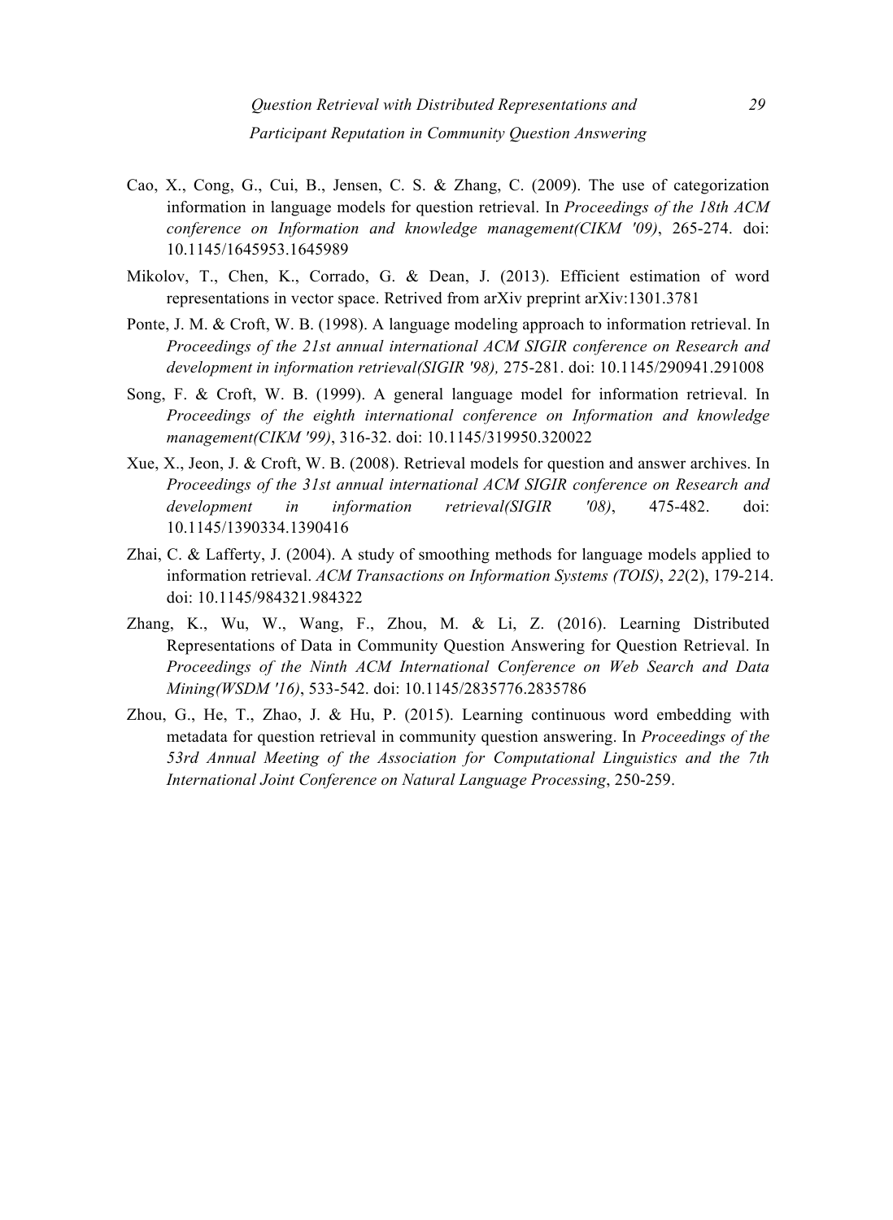Cao, X., Cong, G., Cui, B., Jensen, C. S. & Zhang, C. (2009). The use of categorization information in language models for question retrieval. In *Proceedings of the 18th ACM conference on Information and knowledge management(CIKM '09)*, 265-274. doi: 10.1145/1645953.1645989

Mikolov, T., Chen, K., Corrado, G. & Dean, J. (2013). Efficient estimation of word representations in vector space. Retrived from arXiv preprint arXiv:1301.3781

Ponte, J. M. & Croft, W. B. (1998). A language modeling approach to information retrieval. In *Proceedings of the 21st annual international ACM SIGIR conference on Research and development in information retrieval(SIGIR '98),* 275-281. doi: 10.1145/290941.291008

Song, F. & Croft, W. B. (1999). A general language model for information retrieval. In *Proceedings of the eighth international conference on Information and knowledge management(CIKM '99)*, 316-32. doi: 10.1145/319950.320022

Xue, X., Jeon, J. & Croft, W. B. (2008). Retrieval models for question and answer archives. In *Proceedings of the 31st annual international ACM SIGIR conference on Research and development in information retrieval(SIGIR '08)*, 475-482. doi: 10.1145/1390334.1390416

Zhai, C. & Lafferty, J. (2004). A study of smoothing methods for language models applied to information retrieval. *ACM Transactions on Information Systems (TOIS)*, *22*(2), 179-214. doi: 10.1145/984321.984322

Zhang, K., Wu, W., Wang, F., Zhou, M. & Li, Z. (2016). Learning Distributed Representations of Data in Community Question Answering for Question Retrieval. In *Proceedings of the Ninth ACM International Conference on Web Search and Data Mining(WSDM '16)*, 533-542. doi: 10.1145/2835776.2835786

Zhou, G., He, T., Zhao, J. & Hu, P. (2015). Learning continuous word embedding with metadata for question retrieval in community question answering. In *Proceedings of the 53rd Annual Meeting of the Association for Computational Linguistics and the 7th International Joint Conference on Natural Language Processing*, 250-259.